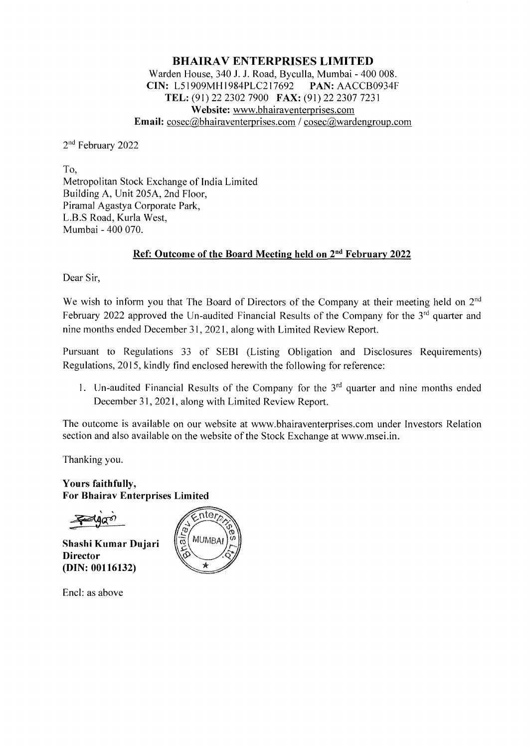# BHAIRAV ENTERPRISES LIMITED

Warden House, 340 J. J. Road, Byculla, Mumbai - 400 008.
**CIN:** L51909MH1984PLC217692 **PAN:** AACCB0934F
**TEL:** (91) 22 2302 7900 **FAX:** (91) 22 2307 7231
**Website:** www.bhairaventerprises.com
**Email:** cosec@bhairaventerprises.com / cosec@wardengroup.com

2nd February 2022

To,
Metropolitan Stock Exchange of India Limited
Building A, Unit 205A, 2nd Floor,
Piramal Agastya Corporate Park,
L.B.S Road, Kurla West,
Mumbai - 400 070.

**Ref: Outcome of the Board Meeting held on 2nd February 2022**

Dear Sir,

We wish to inform you that The Board of Directors of the Company at their meeting held on 2nd February 2022 approved the Un-audited Financial Results of the Company for the 3rd quarter and nine months ended December 31, 2021, along with Limited Review Report.

Pursuant to Regulations 33 of SEBI (Listing Obligation and Disclosures Requirements) Regulations, 2015, kindly find enclosed herewith the following for reference:

1. Un-audited Financial Results of the Company for the 3rd quarter and nine months ended December 31, 2021, along with Limited Review Report.

The outcome is available on our website at www.bhairaventerprises.com under Investors Relation section and also available on the website of the Stock Exchange at www.msei.in.

Thanking you.

**Yours faithfully,**
**For Bhairav Enterprises Limited**

**Shashi Kumar Dujari**
**Director**
**(DIN: 00116132)**

Encl: as above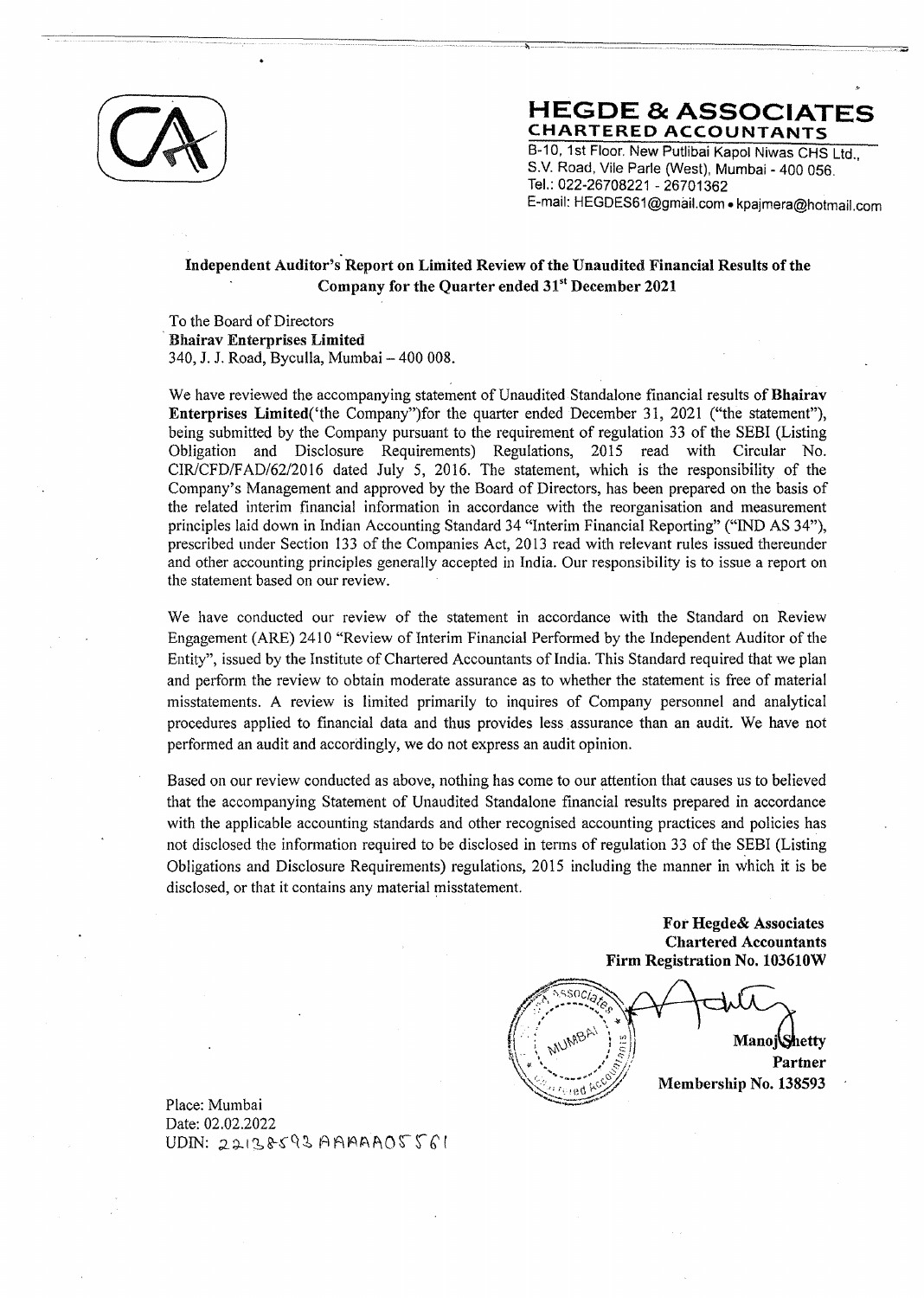# HEGDE & ASSOCIATES
**CHARTERED ACCOUNTANTS**

B-10, 1st Floor. New Putlibai Kapol Niwas CHS Ltd., S.V. Road, Vile Parle (West), Mumbai - 400 056.
Tel.: 022-26708221 - 26701362
E-mail: HEGDES61@gmail.com • kpajmera@hotmail.com

**Independent Auditor's Report on Limited Review of the Unaudited Financial Results of the Company for the Quarter ended 31st December 2021**

To the Board of Directors
**Bhairav Enterprises Limited**
340, J. J. Road, Byculla, Mumbai – 400 008.

We have reviewed the accompanying statement of Unaudited Standalone financial results of **Bhairav Enterprises Limited**('the Company")for the quarter ended December 31, 2021 ("the statement"), being submitted by the Company pursuant to the requirement of regulation 33 of the SEBI (Listing Obligation and Disclosure Requirements) Regulations, 2015 read with Circular No. CIR/CFD/FAD/62/2016 dated July 5, 2016. The statement, which is the responsibility of the Company's Management and approved by the Board of Directors, has been prepared on the basis of the related interim financial information in accordance with the reorganisation and measurement principles laid down in Indian Accounting Standard 34 "Interim Financial Reporting" ("IND AS 34"), prescribed under Section 133 of the Companies Act, 2013 read with relevant rules issued thereunder and other accounting principles generally accepted in India. Our responsibility is to issue a report on the statement based on our review.

We have conducted our review of the statement in accordance with the Standard on Review Engagement (ARE) 2410 "Review of Interim Financial Performed by the Independent Auditor of the Entity", issued by the Institute of Chartered Accountants of India. This Standard required that we plan and perform the review to obtain moderate assurance as to whether the statement is free of material misstatements. A review is limited primarily to inquires of Company personnel and analytical procedures applied to financial data and thus provides less assurance than an audit. We have not performed an audit and accordingly, we do not express an audit opinion.

Based on our review conducted as above, nothing has come to our attention that causes us to believed that the accompanying Statement of Unaudited Standalone financial results prepared in accordance with the applicable accounting standards and other recognised accounting practices and policies has not disclosed the information required to be disclosed in terms of regulation 33 of the SEBI (Listing Obligations and Disclosure Requirements) regulations, 2015 including the manner in which it is be disclosed, or that it contains any material misstatement.

**For Hegde& Associates**
**Chartered Accountants**
**Firm Registration No. 103610W**

**Manoj Shetty**
**Partner**
**Membership No. 138593**

Place: Mumbai
Date: 02.02.2022
UDIN: 22138593AAAAAO5561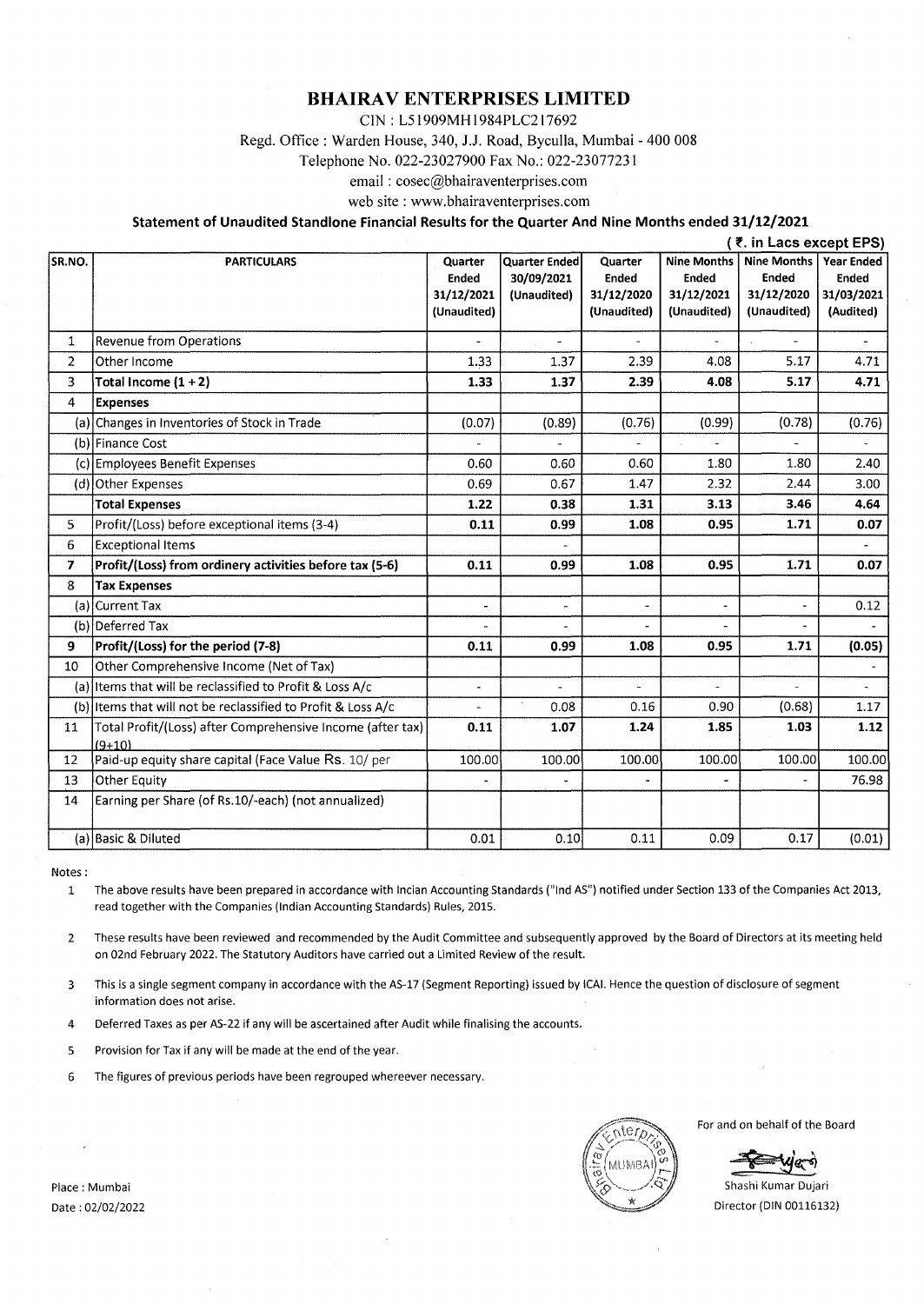# BHAIRAV ENTERPRISES LIMITED

CIN : L51909MH1984PLC217692

Regd. Office : Warden House, 340, J.J. Road, Byculla, Mumbai - 400 008

Telephone No. 022-23027900 Fax No.: 022-23077231

email : cosec@bhairaventerprises.com

web site : www.bhairaventerprises.com

**Statement of Unaudited Standlone Financial Results for the Quarter And Nine Months ended 31/12/2021**

( ₹. in Lacs except EPS)

| SR.NO. | PARTICULARS | Quarter Ended 31/12/2021 (Unaudited) | Quarter Ended 30/09/2021 (Unaudited) | Quarter Ended 31/12/2020 (Unaudited) | Nine Months Ended 31/12/2021 (Unaudited) | Nine Months Ended 31/12/2020 (Unaudited) | Year Ended 31/03/2021 (Audited) |
|---|---|---|---|---|---|---|---|
| 1 | Revenue from Operations | - | - | - | - | - | - |
| 2 | Other Income | 1.33 | 1.37 | 2.39 | 4.08 | 5.17 | 4.71 |
| 3 | **Total Income (1 + 2)** | **1.33** | **1.37** | **2.39** | **4.08** | **5.17** | **4.71** |
| 4 | **Expenses** | | | | | | |
| (a) | Changes in Inventories of Stock in Trade | (0.07) | (0.89) | (0.76) | (0.99) | (0.78) | (0.76) |
| (b) | Finance Cost | - | - | - | - | - | - |
| (c) | Employees Benefit Expenses | 0.60 | 0.60 | 0.60 | 1.80 | 1.80 | 2.40 |
| (d) | Other Expenses | 0.69 | 0.67 | 1.47 | 2.32 | 2.44 | 3.00 |
| | **Total Expenses** | **1.22** | **0.38** | **1.31** | **3.13** | **3.46** | **4.64** |
| 5 | Profit/(Loss) before exceptional items (3-4) | **0.11** | **0.99** | **1.08** | **0.95** | **1.71** | **0.07** |
| 6 | Exceptional Items | | - | | | | - |
| **7** | **Profit/(Loss) from ordinery activities before tax (5-6)** | **0.11** | **0.99** | **1.08** | **0.95** | **1.71** | **0.07** |
| 8 | **Tax Expenses** | | | | | | |
| (a) | Current Tax | - | - | - | - | - | 0.12 |
| (b) | Deferred Tax | - | - | - | - | - | - |
| **9** | **Profit/(Loss) for the period (7-8)** | **0.11** | **0.99** | **1.08** | **0.95** | **1.71** | **(0.05)** |
| 10 | Other Comprehensive Income (Net of Tax) | | | | | | - |
| (a) | Items that will be reclassified to Profit & Loss A/c | - | - | - | - | - | - |
| (b) | Items that will not be reclassified to Profit & Loss A/c | - | 0.08 | 0.16 | 0.90 | (0.68) | 1.17 |
| 11 | Total Profit/(Loss) after Comprehensive Income (after tax) (9+10) | **0.11** | **1.07** | **1.24** | **1.85** | **1.03** | **1.12** |
| 12 | Paid-up equity share capital (Face Value Rs. 10/ per | 100.00 | 100.00 | 100.00 | 100.00 | 100.00 | 100.00 |
| 13 | Other Equity | - | - | - | - | - | 76.98 |
| 14 | Earning per Share (of Rs.10/-each) (not annualized) | | | | | | |
| (a) | Basic & Diluted | 0.01 | 0.10 | 0.11 | 0.09 | 0.17 | (0.01) |

Notes :

1. The above results have been prepared in accordance with Incian Accounting Standards ("Ind AS") notified under Section 133 of the Companies Act 2013, read together with the Companies (Indian Accounting Standards) Rules, 2015.
2. These results have been reviewed and recommended by the Audit Committee and subsequently approved by the Board of Directors at its meeting held on 02nd February 2022. The Statutory Auditors have carried out a Limited Review of the result.
3. This is a single segment company in accordance with the AS-17 (Segment Reporting) issued by ICAI. Hence the question of disclosure of segment information does not arise.
4. Deferred Taxes as per AS-22 if any will be ascertained after Audit while finalising the accounts.
5. Provision for Tax if any will be made at the end of the year.
6. The figures of previous periods have been regrouped whereever necessary.

For and on behalf of the Board

Shashi Kumar Dujari

Director (DIN 00116132)

Place : Mumbai

Date : 02/02/2022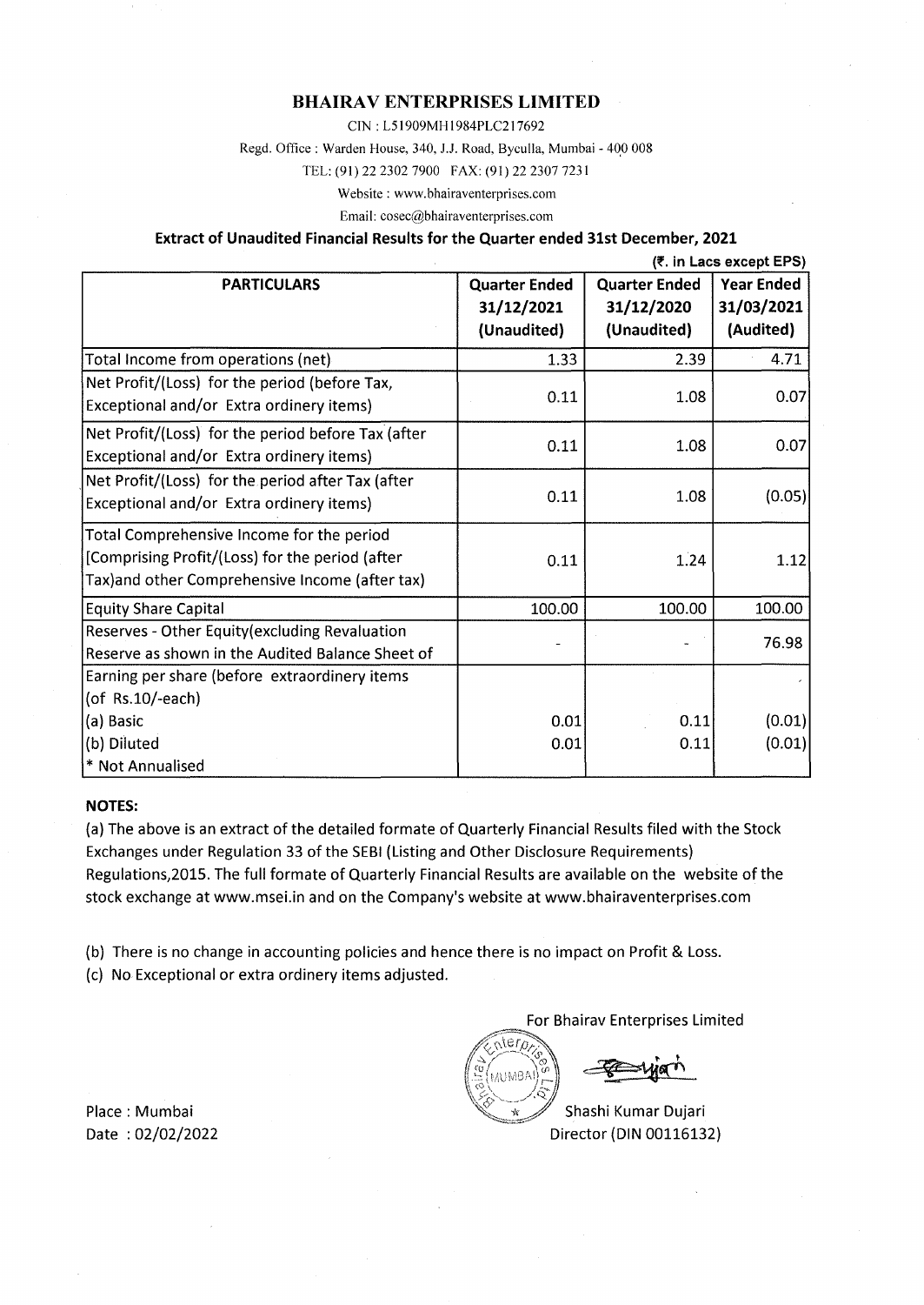# BHAIRAV ENTERPRISES LIMITED

CIN : L51909MH1984PLC217692

Regd. Office : Warden House, 340, J.J. Road, Byculla, Mumbai - 400 008

TEL: (91) 22 2302 7900 FAX: (91) 22 2307 7231

Website : www.bhairaventerprises.com

Email: cosec@bhairaventerprises.com

## Extract of Unaudited Financial Results for the Quarter ended 31st December, 2021

(₹. in Lacs except EPS)

| PARTICULARS | Quarter Ended 31/12/2021 (Unaudited) | Quarter Ended 31/12/2020 (Unaudited) | Year Ended 31/03/2021 (Audited) |
|---|---|---|---|
| Total Income from operations (net) | 1.33 | 2.39 | 4.71 |
| Net Profit/(Loss) for the period (before Tax, Exceptional and/or Extra ordinery items) | 0.11 | 1.08 | 0.07 |
| Net Profit/(Loss) for the period before Tax (after Exceptional and/or Extra ordinery items) | 0.11 | 1.08 | 0.07 |
| Net Profit/(Loss) for the period after Tax (after Exceptional and/or Extra ordinery items) | 0.11 | 1.08 | (0.05) |
| Total Comprehensive Income for the period [Comprising Profit/(Loss) for the period (after Tax)and other Comprehensive Income (after tax) | 0.11 | 1.24 | 1.12 |
| Equity Share Capital | 100.00 | 100.00 | 100.00 |
| Reserves - Other Equity(excluding Revaluation Reserve as shown in the Audited Balance Sheet of | - | - | 76.98 |
| Earning per share (before extraordinery items (of Rs.10/-each) | | | |
| (a) Basic | 0.01 | 0.11 | (0.01) |
| (b) Diluted | 0.01 | 0.11 | (0.01) |
| * Not Annualised | | | |

**NOTES:**

(a) The above is an extract of the detailed formate of Quarterly Financial Results filed with the Stock Exchanges under Regulation 33 of the SEBI (Listing and Other Disclosure Requirements) Regulations,2015. The full formate of Quarterly Financial Results are available on the website of the stock exchange at www.msei.in and on the Company's website at www.bhairaventerprises.com

(b) There is no change in accounting policies and hence there is no impact on Profit & Loss.

(c) No Exceptional or extra ordinery items adjusted.

For Bhairav Enterprises Limited

Shashi Kumar Dujari
Director (DIN 00116132)

Place : Mumbai
Date : 02/02/2022